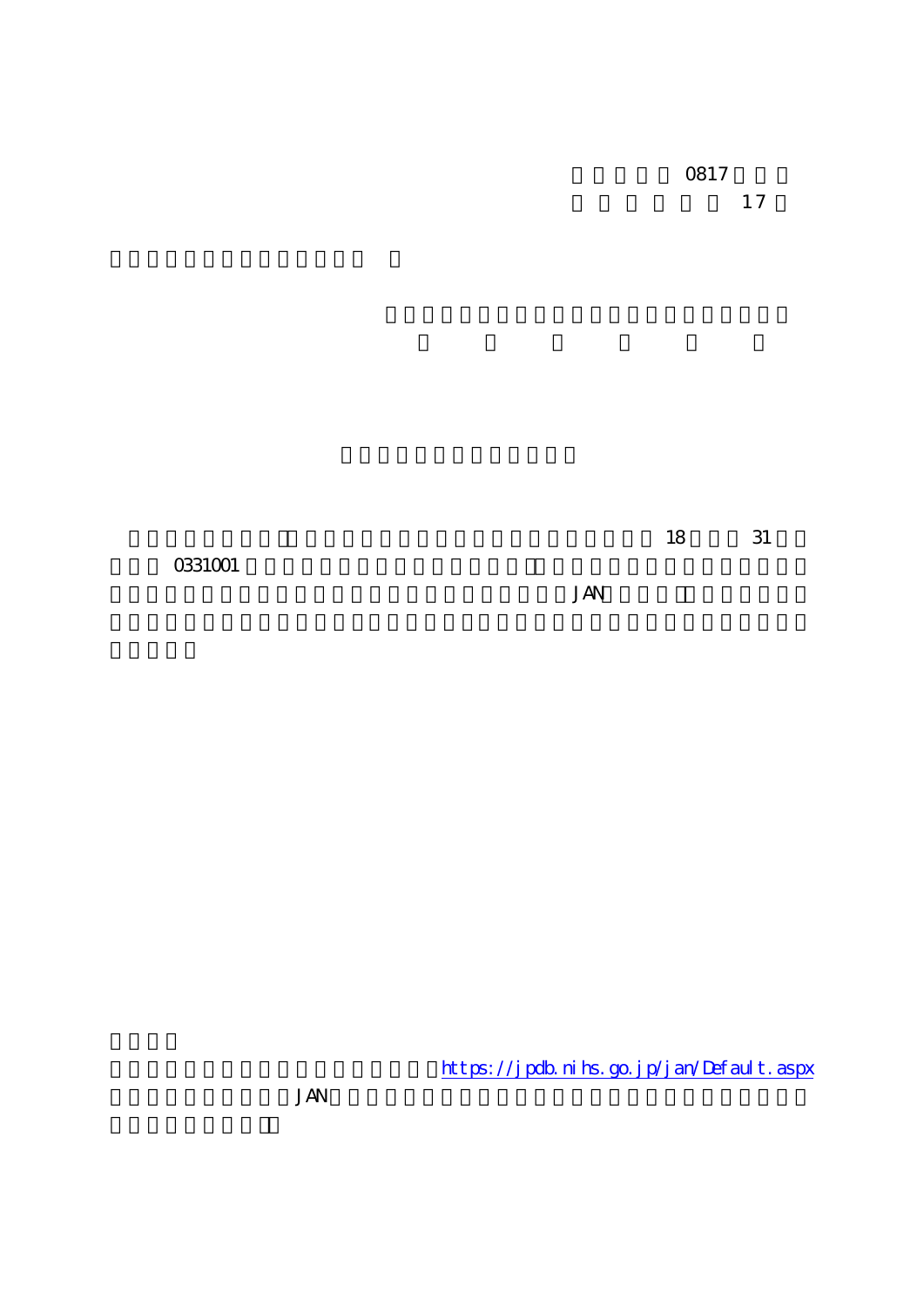0817

17

18　31

0331001

JAN

https://jpdb.nihs.go.jp/jan/Default.aspx

JAN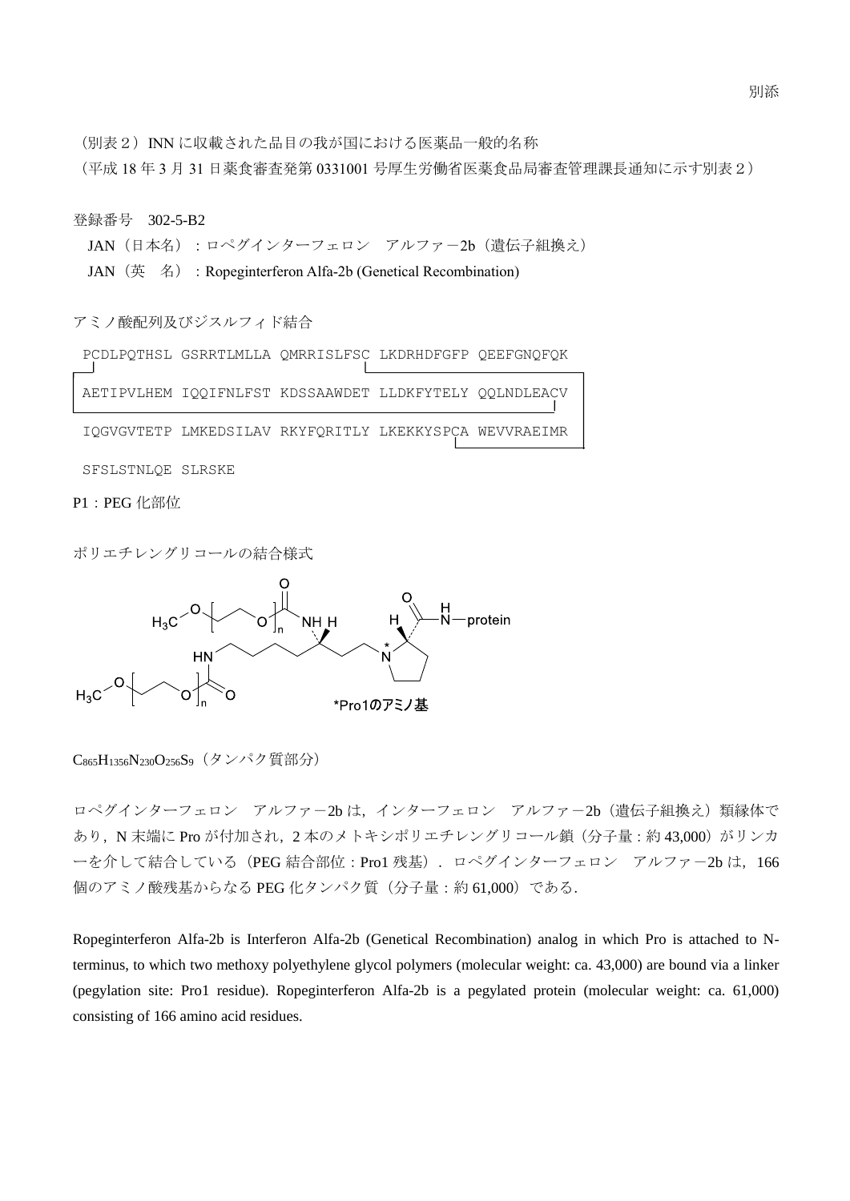別添

（別表２）INN に収載された品目の我が国における医薬品一般的名称

（平成 18 年 3 月 31 日薬食審査発第 0331001 号厚生労働省医薬食品局審査管理課長通知に示す別表２）

登録番号　302-5-B2

JAN（日本名）：ロペグインターフェロン　アルファ－2b（遺伝子組換え）

JAN（英　名）：Ropeginterferon Alfa-2b (Genetical Recombination)

アミノ酸配列及びジスルフィド結合

```
PCDLPQTHSL GSRRTLMLLA QMRRISLFSC LKDRHDFGFP QEEFGNQFQK
AETIPVLHEM IQQIFNLFST KDSSAAWDET LLDKFYTELY QQLNDLEACV
IQGVGVTETP LMKEDSILAV RKYFQRITLY LKEKKYSPCA WEVVRAEIMR
SFSLSTNLQE SLRSKE
```

P1：PEG 化部位

ポリエチレングリコールの結合様式

*Pro1のアミノ基

$C_{865}H_{1356}N_{230}O_{256}S_9$（タンパク質部分）

ロペグインターフェロン　アルファ－2b は，インターフェロン　アルファ－2b（遺伝子組換え）類縁体であり，N 末端に Pro が付加され，2 本のメトキシポリエチレングリコール鎖（分子量：約 43,000）がリンカーを介して結合している（PEG 結合部位：Pro1 残基）．ロペグインターフェロン　アルファ－2b は，166 個のアミノ酸残基からなる PEG 化タンパク質（分子量：約 61,000）である．

Ropeginterferon Alfa-2b is Interferon Alfa-2b (Genetical Recombination) analog in which Pro is attached to N-terminus, to which two methoxy polyethylene glycol polymers (molecular weight: ca. 43,000) are bound via a linker (pegylation site: Pro1 residue). Ropeginterferon Alfa-2b is a pegylated protein (molecular weight: ca. 61,000) consisting of 166 amino acid residues.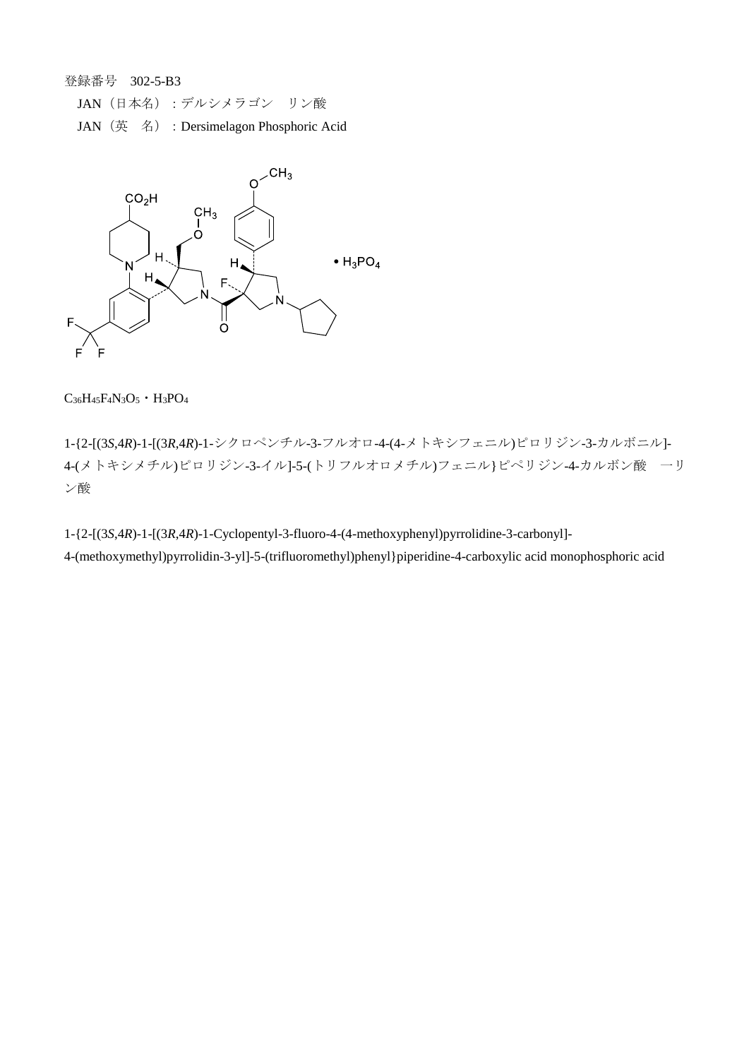登録番号　302-5-B3

JAN（日本名）：デルシメラゴン　リン酸

JAN（英　名）：Dersimelagon Phosphoric Acid

$C_{36}H_{45}F_4N_3O_5$・$H_3PO_4$

1-{2-[(3*S*,4*R*)-1-[(3*R*,4*R*)-1-シクロペンチル-3-フルオロ-4-(4-メトキシフェニル)ピロリジン-3-カルボニル]-4-(メトキシメチル)ピロリジン-3-イル]-5-(トリフルオロメチル)フェニル}ピペリジン-4-カルボン酸　一リン酸

1-{2-[(3*S*,4*R*)-1-[(3*R*,4*R*)-1-Cyclopentyl-3-fluoro-4-(4-methoxyphenyl)pyrrolidine-3-carbonyl]-4-(methoxymethyl)pyrrolidin-3-yl]-5-(trifluoromethyl)phenyl}piperidine-4-carboxylic acid monophosphoric acid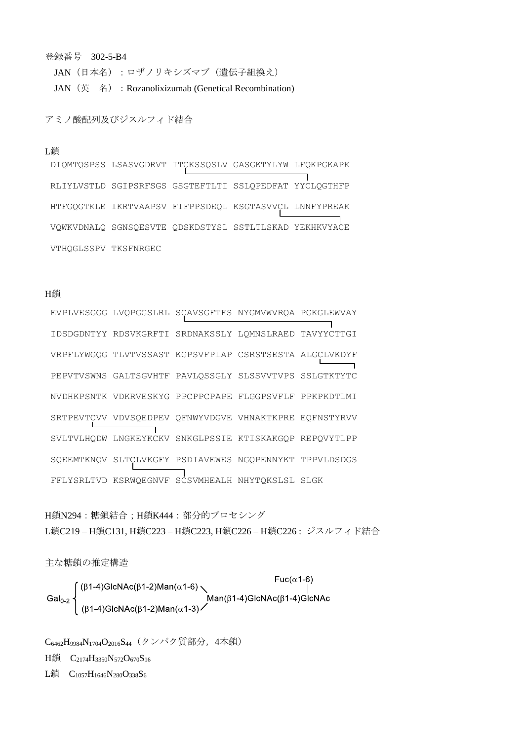登録番号　302-5-B4

JAN（日本名）：ロザノリキシズマブ（遺伝子組換え）

JAN（英　名）：Rozanolixizumab (Genetical Recombination)

アミノ酸配列及びジスルフィド結合

L鎖

```
DIQMTQSPSS LSASVGDRVT ITCKSSQSLV GASGKTYLYW LFQKPGKAPK
RLIYLVSTLD SGIPSRFSGS GSGTEFTLTI SSLQPEDFAT YYCLQGTHFP
HTFGQGTKLE IKRTVAAPSV FIFPPSDEQL KSGTASVVCL LNNFYPREAK
VQWKVDNALQ SGNSQESVTE QDSKDSTYSL SSTLTLSKAD YEKHKVYACE
VTHQGLSSPV TKSFNRGEC
```

H鎖

```
EVPLVESGGG LVQPGGSLRL SCAVSGFTFS NYGMVWVRQA PGKGLEWVAY
IDSDGDNTYY RDSVKGRFTI SRDNAKSSLY LQMNSLRAED TAVYYCTTGI
VRPFLYWGQG TLVTVSSAST KGPSVFPLAP CSRSTSESTA ALGCLVKDYF
PEPVTVSWNS GALTSGVHTF PAVLQSSGLY SLSSVVTVPS SSLGTKTYTC
NVDHKPSNTK VDKRVESKYG PPCPPCPAPE FLGGPSVFLF PPKPKDTLMI
SRTPEVTCVV VDVSQEDPEV QFNWYVDGVE VHNAKTKPRE EQFNSTYRVV
SVLTVLHQDW LNGKEYKCKV SNKGLPSSIE KTISKAKGQP REPQVYTLPP
SQEEMTKNQV SLTCLVKGFY PSDIAVEWES NGQPENNYKT TPPVLDSDGS
FFLYSRLTVD KSRWQEGNVF SCSVMHEALH NHYTQKSLSL SLGK
```

H鎖N294：糖鎖結合；H鎖K444：部分的プロセシング

L鎖C219 – H鎖C131, H鎖C223 – H鎖C223, H鎖C226 – H鎖C226：ジスルフィド結合

主な糖鎖の推定構造

$$\mathrm{Gal_{0\text{-}2}}\left\{\begin{array}{l}(\beta1\text{-}4)\mathrm{GlcNAc}(\beta1\text{-}2)\mathrm{Man}(\alpha1\text{-}6)\\(\beta1\text{-}4)\mathrm{GlcNAc}(\beta1\text{-}2)\mathrm{Man}(\alpha1\text{-}3)\end{array}\right\rangle\mathrm{Man}(\beta1\text{-}4)\mathrm{GlcNAc}(\beta1\text{-}4)\overset{\mathrm{Fuc}(\alpha1\text{-}6)}{\mathrm{GlcNAc}}$$

$C_{6462}H_{9984}N_{1704}O_{2016}S_{44}$（タンパク質部分，4本鎖）

H鎖　$C_{2174}H_{3350}N_{572}O_{670}S_{16}$

L鎖　$C_{1057}H_{1646}N_{280}O_{338}S_{6}$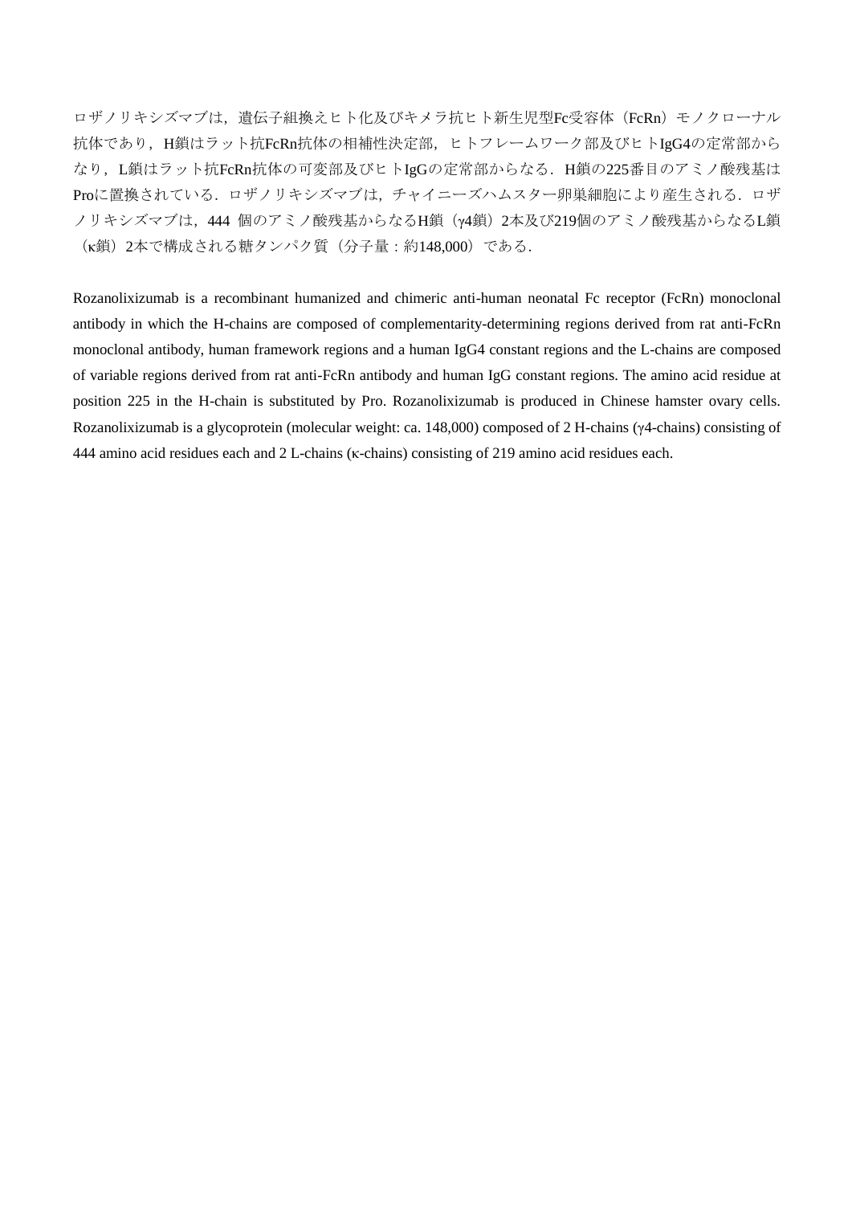ロザノリキシズマブは，遺伝子組換えヒト化及びキメラ抗ヒト新生児型Fc受容体（FcRn）モノクローナル抗体であり，H鎖はラット抗FcRn抗体の相補性決定部，ヒトフレームワーク部及びヒトIgG4の定常部からなり，L鎖はラット抗FcRn抗体の可変部及びヒトIgGの定常部からなる．H鎖の225番目のアミノ酸残基はProに置換されている．ロザノリキシズマブは，チャイニーズハムスター卵巣細胞により産生される．ロザノリキシズマブは，444 個のアミノ酸残基からなるH鎖（γ4鎖）2本及び219個のアミノ酸残基からなるL鎖（κ鎖）2本で構成される糖タンパク質（分子量：約148,000）である．

Rozanolixizumab is a recombinant humanized and chimeric anti-human neonatal Fc receptor (FcRn) monoclonal antibody in which the H-chains are composed of complementarity-determining regions derived from rat anti-FcRn monoclonal antibody, human framework regions and a human IgG4 constant regions and the L-chains are composed of variable regions derived from rat anti-FcRn antibody and human IgG constant regions. The amino acid residue at position 225 in the H-chain is substituted by Pro. Rozanolixizumab is produced in Chinese hamster ovary cells. Rozanolixizumab is a glycoprotein (molecular weight: ca. 148,000) composed of 2 H-chains (γ4-chains) consisting of 444 amino acid residues each and 2 L-chains (κ-chains) consisting of 219 amino acid residues each.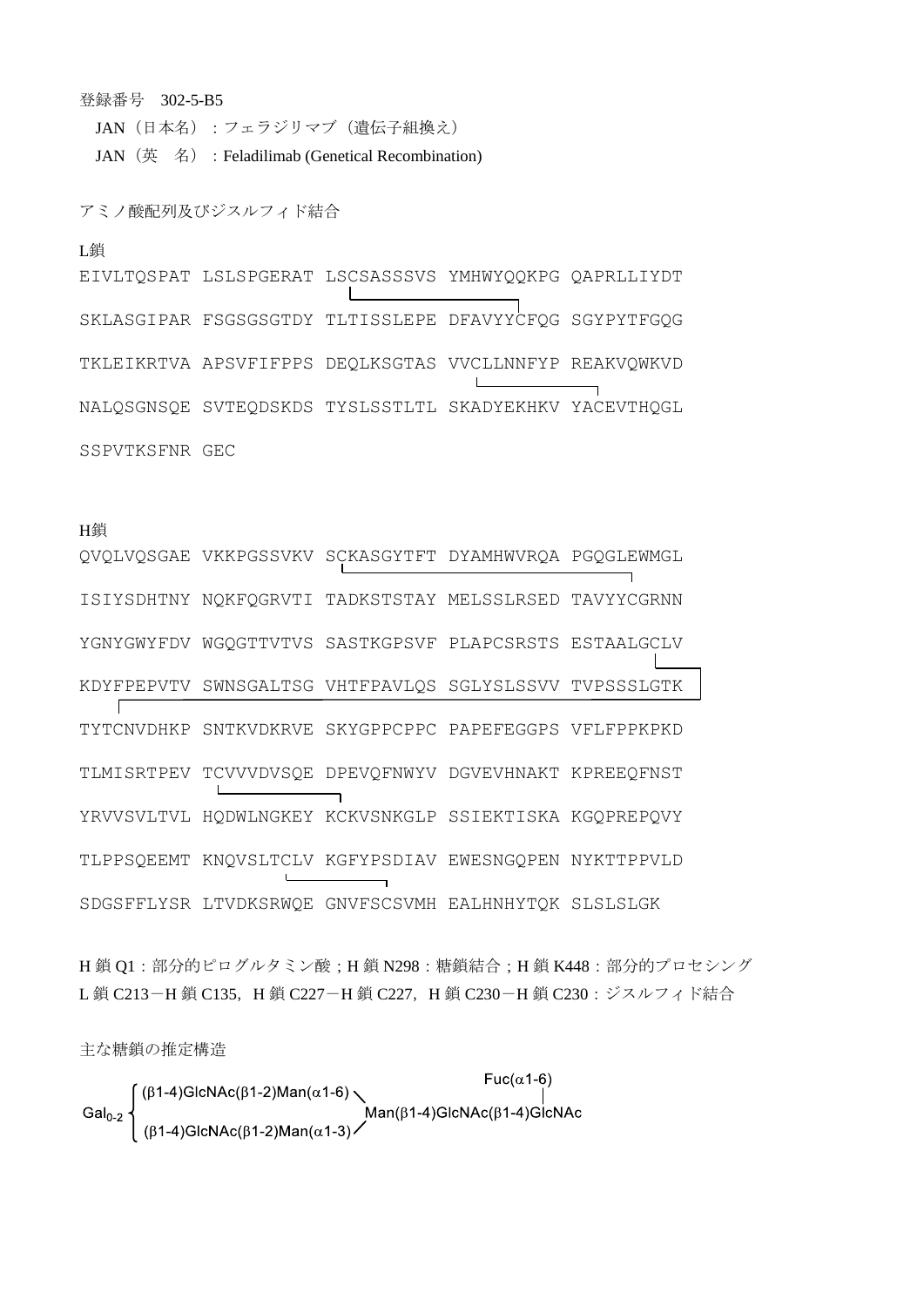登録番号　302-5-B5

JAN（日本名）：フェラジリマブ（遺伝子組換え）

JAN（英　名）：Feladilimab (Genetical Recombination)

アミノ酸配列及びジスルフィド結合

L鎖

```
EIVLTQSPAT LSLSPGERAT LSCSASSSVS YMHWYQQKPG QAPRLLIYDT
SKLASGIPAR FSGSGSGTDY TLTISSLEPE DFAVYYCFQG SGYPYTFGQG
TKLEIKRTVA APSVFIFPPS DEQLKSGTAS VVCLLNNFYP REAKVQWKVD
NALQSGNSQE SVTEQDSKDS TYSLSSTLTL SKADYEKHKV YACEVTHQGL
SSPVTKSFNR GEC
```

H鎖

```
QVQLVQSGAE VKKPGSSVKV SCKASGYTFT DYAMHWVRQA PGQGLEWMGL
ISIYSDHTNY NQKFQGRVTI TADKSTSTAY MELSSLRSED TAVYYCGRNN
YGNYGWYFDV WGQGTTVTVS SASTKGPSVF PLAPCSRSTS ESTAALGCLV
KDYFPEPVTV SWNSGALTSG VHTFPAVLQS SGLYSLSSVV TVPSSSLGTK
TYTCNVDHKP SNTKVDKRVE SKYGPPCPPC PAPEFEGGPS VFLFPPKPKD
TLMISRTPEV TCVVVDVSQE DPEVQFNWYV DGVEVHNAKT KPREEQFNST
YRVVSVLTVL HQDWLNGKEY KCKVSNKGLP SSIEKTISKA KGQPREPQVY
TLPPSQEEMT KNQVSLTCLV KGFYPSDIAV EWESNGQPEN NYKTTPPVLD
SDGSFFLYSR LTVDKSRWQE GNVFSCSVMH EALHNHYTQK SLSLSLGK
```

H鎖 Q1：部分的ピログルタミン酸；H鎖 N298：糖鎖結合；H鎖 K448：部分的プロセシング

L鎖 C213－H鎖 C135，H鎖 C227－H鎖 C227，H鎖 C230－H鎖 C230：ジスルフィド結合

主な糖鎖の推定構造

```
                                                        Fuc(α1-6)
        ┌ (β1-4)GlcNAc(β1-2)Man(α1-6) ╲                     |
Gal0-2 ┤                               Man(β1-4)GlcNAc(β1-4)GlcNAc
        └ (β1-4)GlcNAc(β1-2)Man(α1-3) ╱
```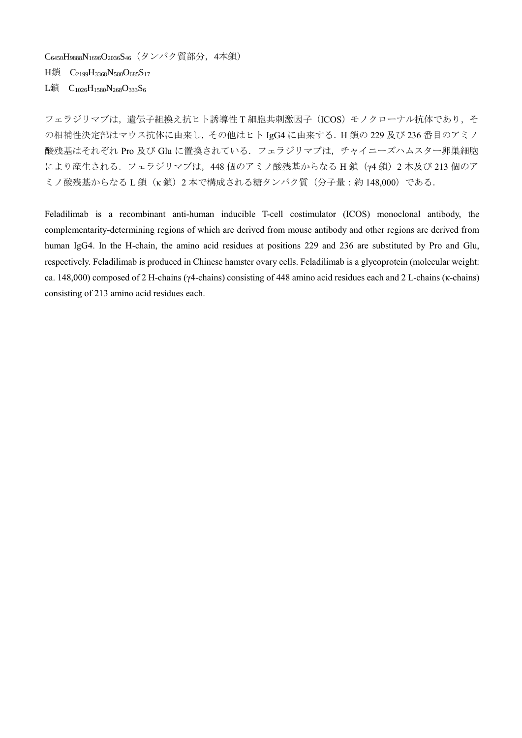$C_{6450}H_{9888}N_{1696}O_{2036}S_{46}$（タンパク質部分，4本鎖）

H鎖　$C_{2199}H_{3368}N_{580}O_{685}S_{17}$

L鎖　$C_{1026}H_{1580}N_{268}O_{333}S_{6}$

フェラジリマブは，遺伝子組換え抗ヒト誘導性 T 細胞共刺激因子（ICOS）モノクローナル抗体であり，その相補性決定部はマウス抗体に由来し，その他はヒト IgG4 に由来する．H 鎖の 229 及び 236 番目のアミノ酸残基はそれぞれ Pro 及び Glu に置換されている．フェラジリマブは，チャイニーズハムスター卵巣細胞により産生される．フェラジリマブは，448 個のアミノ酸残基からなる H 鎖（γ4 鎖）2 本及び 213 個のアミノ酸残基からなる L 鎖（κ 鎖）2 本で構成される糖タンパク質（分子量：約 148,000）である．

Feladilimab is a recombinant anti-human inducible T-cell costimulator (ICOS) monoclonal antibody, the complementarity-determining regions of which are derived from mouse antibody and other regions are derived from human IgG4. In the H-chain, the amino acid residues at positions 229 and 236 are substituted by Pro and Glu, respectively. Feladilimab is produced in Chinese hamster ovary cells. Feladilimab is a glycoprotein (molecular weight: ca. 148,000) composed of 2 H-chains (γ4-chains) consisting of 448 amino acid residues each and 2 L-chains (κ-chains) consisting of 213 amino acid residues each.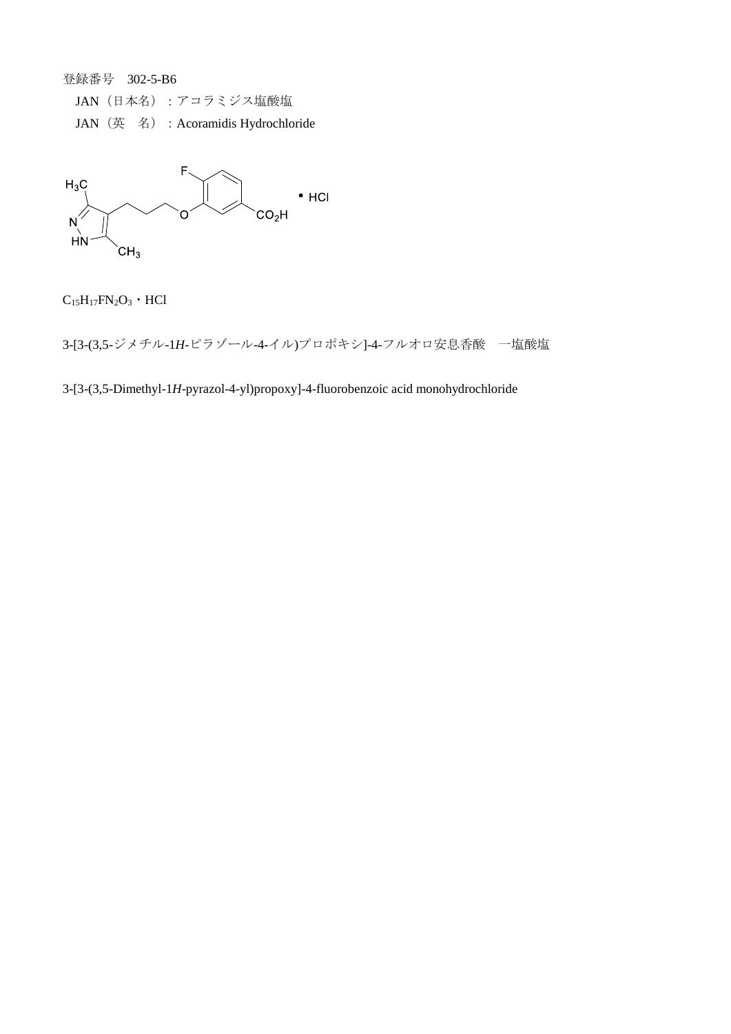登録番号　302-5-B6

JAN（日本名）：アコラミジス塩酸塩

JAN（英　名）：Acoramidis Hydrochloride

$C_{15}H_{17}FN_2O_3$・HCl

3-[3-(3,5-ジメチル-1*H*-ピラゾール-4-イル)プロポキシ]-4-フルオロ安息香酸　一塩酸塩

3-[3-(3,5-Dimethyl-1*H*-pyrazol-4-yl)propoxy]-4-fluorobenzoic acid monohydrochloride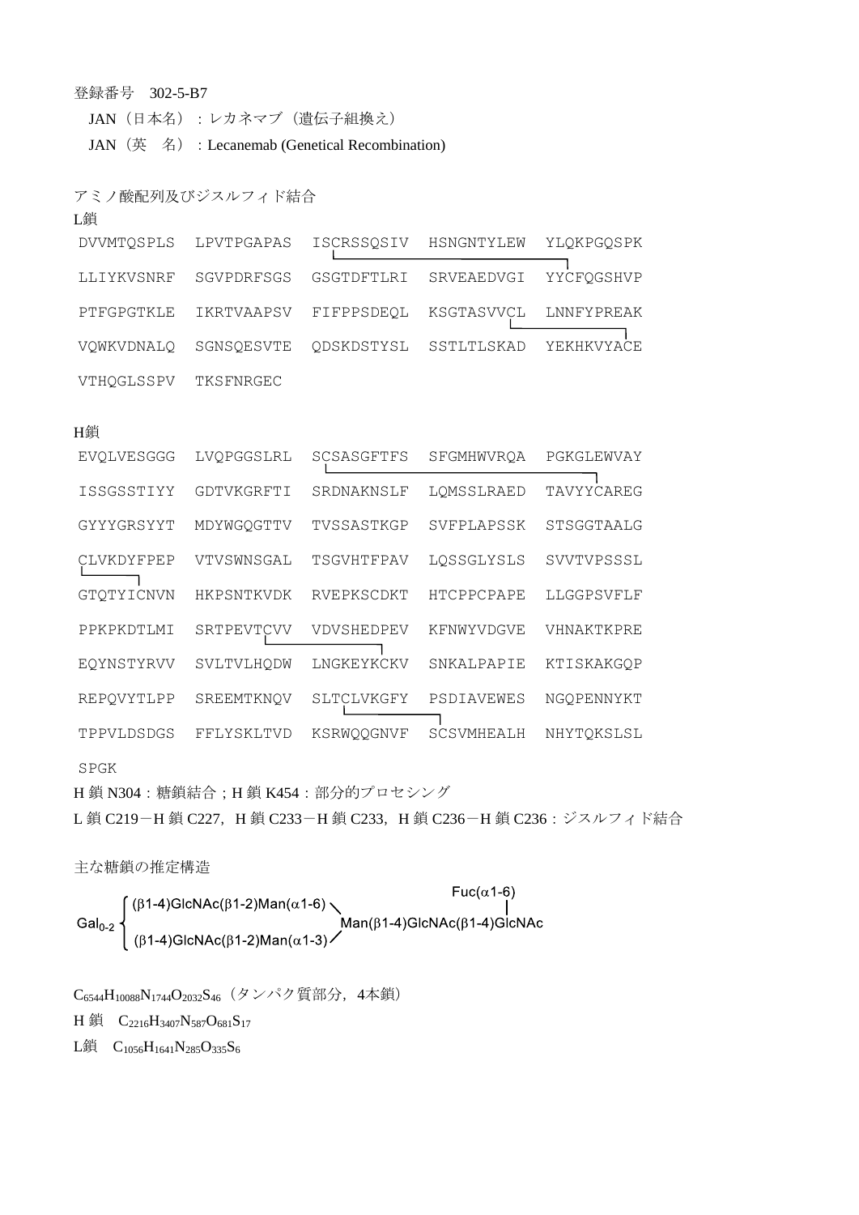登録番号　302-5-B7

JAN（日本名）：レカネマブ（遺伝子組換え）

JAN（英　名）：Lecanemab (Genetical Recombination)

アミノ酸配列及びジスルフィド結合

L鎖

```
DVVMTQSPLS  LPVTPGAPAS  ISCRSSQSIV  HSNGNTYLEW  YLQKPGQSPK
LLIYKVSNRF  SGVPDRFSGS  GSGTDFTLRI  SRVEAEDVGI  YYCFQGSHVP
PTFGPGTKLE  IKRTVAAPSV  FIFPPSDEQL  KSGTASVVCL  LNNFYPREAK
VQWKVDNALQ  SGNSQESVTE  QDSKDSTYSL  SSTLTLSKAD  YEKHKVYACE
VTHQGLSSPV  TKSFNRGEC
```

H鎖

```
EVQLVESGGG  LVQPGGSLRL  SCSASGFTFS  SFGMHWVRQA  PGKGLEWVAY
ISSGSSTIYY  GDTVKGRFTI  SRDNAKNSLF  LQMSSLRAED  TAVYYCAREG
GYYYGRSYYT  MDYWGQGTTV  TVSSASTKGP  SVFPLAPSSK  STSGGTAALG
CLVKDYFPEP  VTVSWNSGAL  TSGVHTFPAV  LQSSGLYSLS  SVVTVPSSSL
GTQTYICNVN  HKPSNTKVDK  RVEPKSCDKT  HTCPPCPAPE  LLGGPSVFLF
PPKPKDTLMI  SRTPEVTCVV  VDVSHEDPEV  KFNWYVDGVE  VHNAKTKPRE
EQYNSTYRVV  SVLTVLHQDW  LNGKEYKCKV  SNKALPAPIE  KTISKAKGQP
REPQVYTLPP  SREEMTKNQV  SLTCLVKGFY  PSDIAVEWES  NGQPENNYKT
TPPVLDSDGS  FFLYSKLTVD  KSRWQQGNVF  SCSVMHEALH  NHYTQKSLSL
SPGK
```

H 鎖 N304：糖鎖結合；H 鎖 K454：部分的プロセシング

L 鎖 C219－H 鎖 C227，H 鎖 C233－H 鎖 C233，H 鎖 C236－H 鎖 C236：ジスルフィド結合

主な糖鎖の推定構造

```
                                                         Fuc(α1-6)
          ⎧ (β1-4)GlcNAc(β1-2)Man(α1-6) \                 |
Gal0-2 ⎨                                 Man(β1-4)GlcNAc(β1-4)GlcNAc
          ⎩ (β1-4)GlcNAc(β1-2)Man(α1-3) /
```

$C_{6544}H_{10088}N_{1744}O_{2032}S_{46}$（タンパク質部分，4本鎖）

H 鎖　$C_{2216}H_{3407}N_{587}O_{681}S_{17}$

L鎖　$C_{1056}H_{1641}N_{285}O_{335}S_{6}$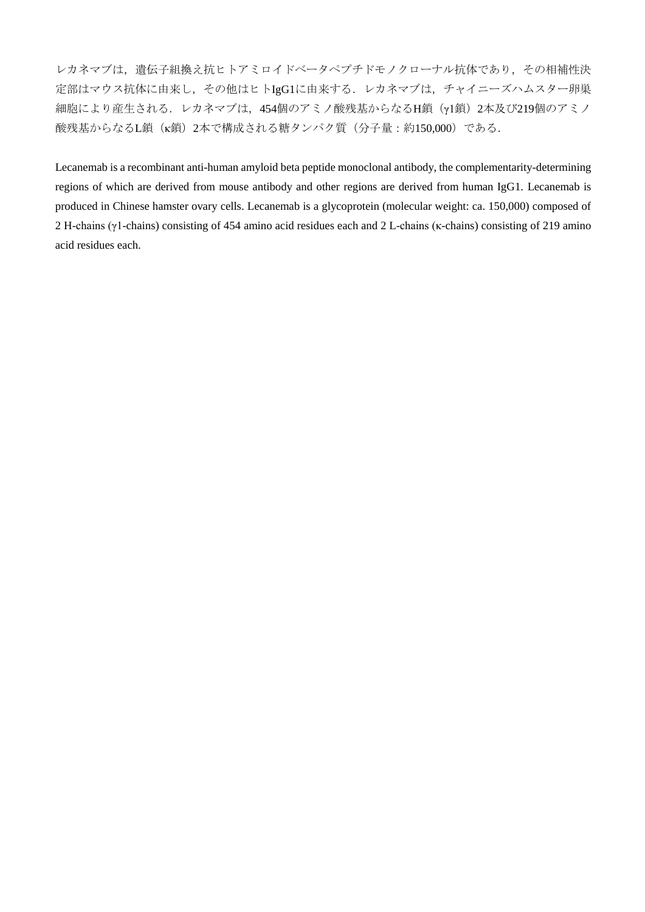レカネマブは，遺伝子組換え抗ヒトアミロイドベータペプチドモノクローナル抗体であり，その相補性決定部はマウス抗体に由来し，その他はヒトIgG1に由来する．レカネマブは，チャイニーズハムスター卵巣細胞により産生される．レカネマブは，454個のアミノ酸残基からなるH鎖（γ1鎖）2本及び219個のアミノ酸残基からなるL鎖（κ鎖）2本で構成される糖タンパク質（分子量：約150,000）である．

Lecanemab is a recombinant anti-human amyloid beta peptide monoclonal antibody, the complementarity-determining regions of which are derived from mouse antibody and other regions are derived from human IgG1. Lecanemab is produced in Chinese hamster ovary cells. Lecanemab is a glycoprotein (molecular weight: ca. 150,000) composed of 2 H-chains (γ1-chains) consisting of 454 amino acid residues each and 2 L-chains (κ-chains) consisting of 219 amino acid residues each.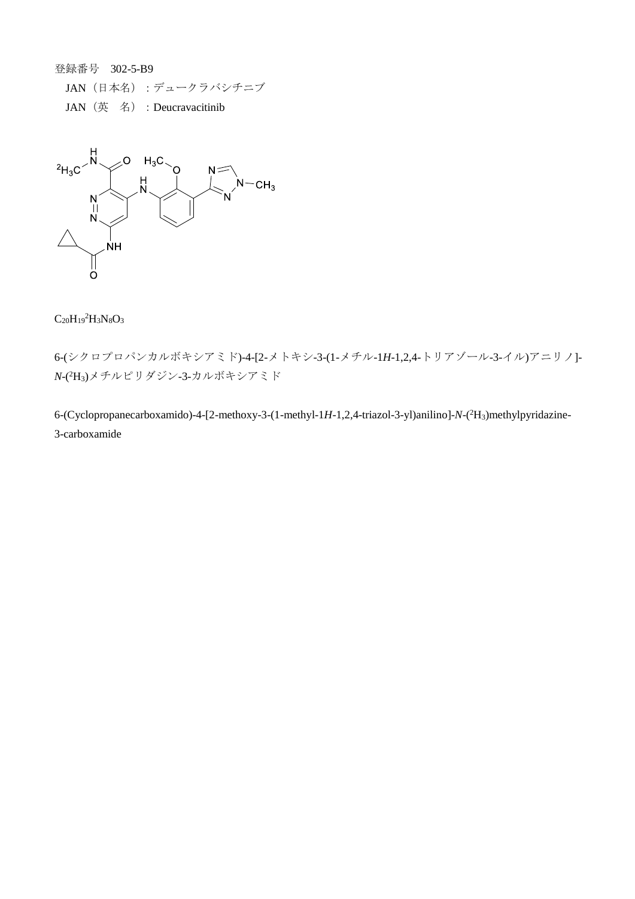登録番号　302-5-B9

JAN（日本名）：デュークラバシチニブ

JAN（英　名）：Deucravacitinib

$C_{20}H_{19}{}^{2}H_{3}N_{8}O_{3}$

6-(シクロプロパンカルボキシアミド)-4-[2-メトキシ-3-(1-メチル-1*H*-1,2,4-トリアゾール-3-イル)アニリノ]-*N*-($^{2}H_{3}$)メチルピリダジン-3-カルボキシアミド

6-(Cyclopropanecarboxamido)-4-[2-methoxy-3-(1-methyl-1*H*-1,2,4-triazol-3-yl)anilino]-*N*-($^{2}H_{3}$)methylpyridazine-3-carboxamide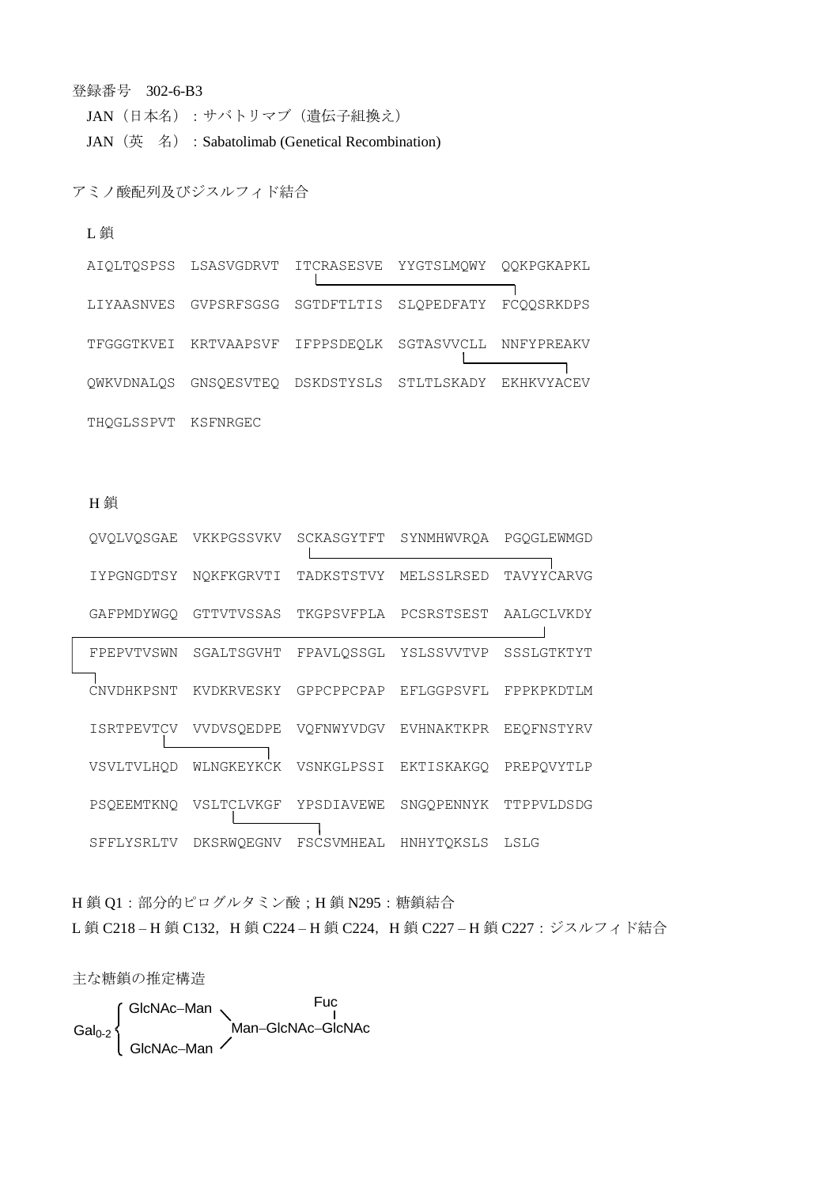登録番号　302-6-B3

JAN（日本名）：サバトリマブ（遺伝子組換え）

JAN（英　名）：Sabatolimab (Genetical Recombination)

アミノ酸配列及びジスルフィド結合

L 鎖

```
AIQLTQSPSS LSASVGDRVT ITCRASESVE YYGTSLMQWY QQKPGKAPKL
LIYAASNVES GVPSRFSGSG SGTDFTLTIS SLQPEDFATY FCQQSRKDPS
TFGGGTKVEI KRTVAAPSVF IFPPSDEQLK SGTASVVCLL NNFYPREAKV
QWKVDNALQS GNSQESVTEQ DSKDSTYSLS STLTLSKADY EKHKVYACEV
THQGLSSPVT KSFNRGEC
```

H 鎖

```
QVQLVQSGAE VKKPGSSVKV SCKASGYTFT SYNMHWVRQA PGQGLEWMGD
IYPGNGDTSY NQKFKGRVTI TADKSTSTVY MELSSLRSED TAVYYCARVG
GAFPMDYWGQ GTTVTVSSAS TKGPSVFPLA PCSRSTSEST AALGCLVKDY
FPEPVTVSWN SGALTSGVHT FPAVLQSSGL YSLSSVVTVP SSSLGTKTYT
CNVDHKPSNT KVDKRVESKY GPPCPPCPAP EFLGGPSVFL FPPKPKDTLM
ISRTPEVTCV VVDVSQEDPE VQFNWYVDGV EVHNAKTKPR EEQFNSTYRV
VSVLTVLHQD WLNGKEYKCK VSNKGLPSSI EKTISKAKGQ PREPQVYTLP
PSQEEMTKNQ VSLTCLVKGF YPSDIAVEWE SNGQPENNYK TTPPVLDSDG
SFFLYSRLTV DKSRWQEGNV FSCSVMHEAL HNHYTQKSLS LSLG
```

H 鎖 Q1：部分的ピログルタミン酸；H 鎖 N295：糖鎖結合

L 鎖 C218 – H 鎖 C132，H 鎖 C224 – H 鎖 C224，H 鎖 C227 – H 鎖 C227：ジスルフィド結合

主な糖鎖の推定構造

```
         ⎧ GlcNAc–Man ╲          Fuc
Gal0-2 ⎨                Man–GlcNAc–GlcNAc
         ⎩ GlcNAc–Man ╱
```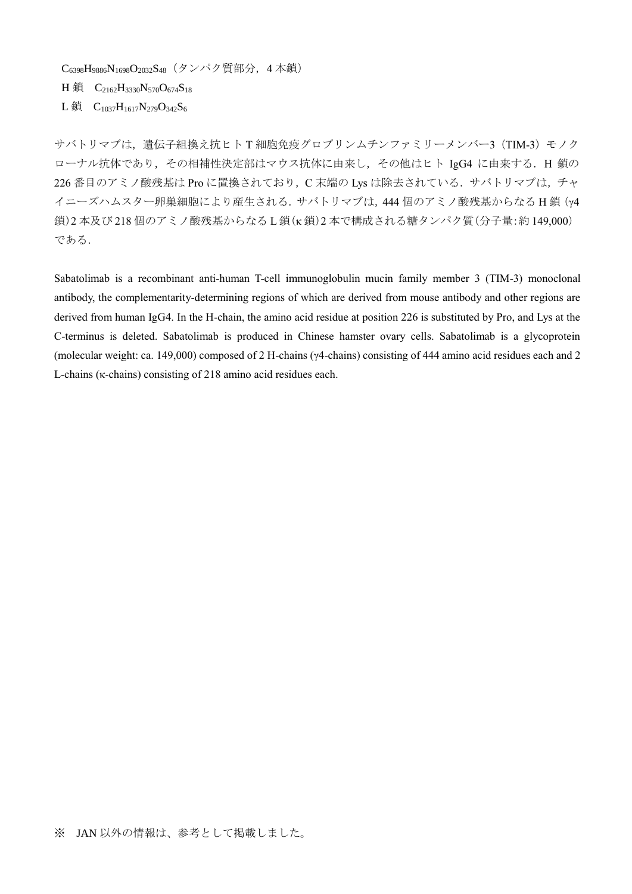$C_{6398}H_{9886}N_{1698}O_{2032}S_{48}$（タンパク質部分，4 本鎖）

H 鎖　$C_{2162}H_{3330}N_{570}O_{674}S_{18}$

L 鎖　$C_{1037}H_{1617}N_{279}O_{342}S_{6}$

サバトリマブは，遺伝子組換え抗ヒト T 細胞免疫グロブリンムチンファミリーメンバー3（TIM-3）モノクローナル抗体であり，その相補性決定部はマウス抗体に由来し，その他はヒト IgG4 に由来する．H 鎖の 226 番目のアミノ酸残基は Pro に置換されており，C 末端の Lys は除去されている．サバトリマブは，チャイニーズハムスター卵巣細胞により産生される．サバトリマブは，444 個のアミノ酸残基からなる H 鎖（γ4 鎖）2 本及び 218 個のアミノ酸残基からなる L 鎖（κ 鎖）2 本で構成される糖タンパク質（分子量：約 149,000）である．

Sabatolimab is a recombinant anti-human T-cell immunoglobulin mucin family member 3 (TIM-3) monoclonal antibody, the complementarity-determining regions of which are derived from mouse antibody and other regions are derived from human IgG4. In the H-chain, the amino acid residue at position 226 is substituted by Pro, and Lys at the C-terminus is deleted. Sabatolimab is produced in Chinese hamster ovary cells. Sabatolimab is a glycoprotein (molecular weight: ca. 149,000) composed of 2 H-chains (γ4-chains) consisting of 444 amino acid residues each and 2 L-chains (κ-chains) consisting of 218 amino acid residues each.

※　JAN 以外の情報は、参考として掲載しました。